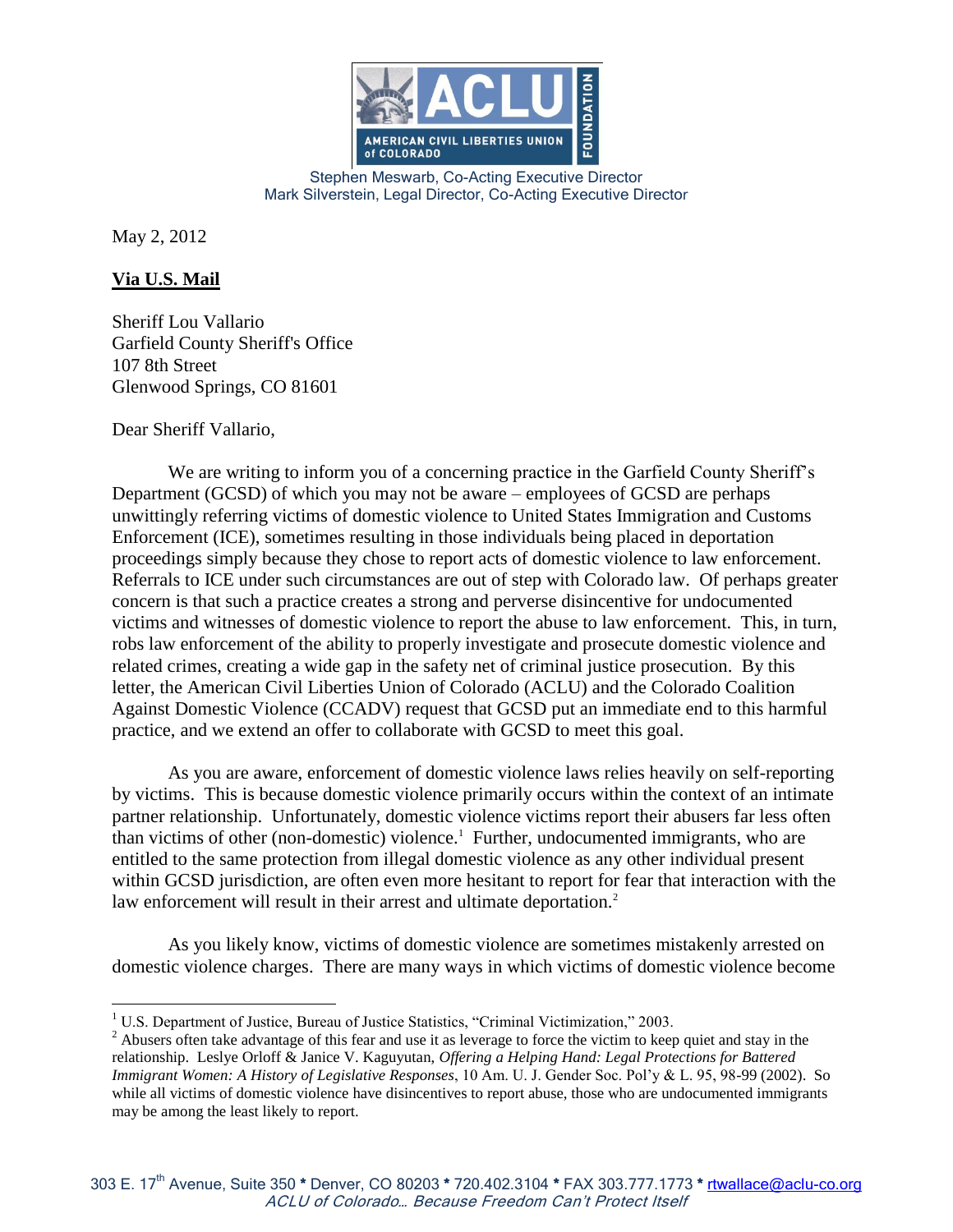ACLU FOUNDATION
AMERICAN CIVIL LIBERTIES UNION of COLORADO

Stephen Meswarb, Co-Acting Executive Director
Mark Silverstein, Legal Director, Co-Acting Executive Director

May 2, 2012

**Via U.S. Mail**

Sheriff Lou Vallario
Garfield County Sheriff's Office
107 8th Street
Glenwood Springs, CO 81601

Dear Sheriff Vallario,

We are writing to inform you of a concerning practice in the Garfield County Sheriff's Department (GCSD) of which you may not be aware – employees of GCSD are perhaps unwittingly referring victims of domestic violence to United States Immigration and Customs Enforcement (ICE), sometimes resulting in those individuals being placed in deportation proceedings simply because they chose to report acts of domestic violence to law enforcement. Referrals to ICE under such circumstances are out of step with Colorado law. Of perhaps greater concern is that such a practice creates a strong and perverse disincentive for undocumented victims and witnesses of domestic violence to report the abuse to law enforcement. This, in turn, robs law enforcement of the ability to properly investigate and prosecute domestic violence and related crimes, creating a wide gap in the safety net of criminal justice prosecution. By this letter, the American Civil Liberties Union of Colorado (ACLU) and the Colorado Coalition Against Domestic Violence (CCADV) request that GCSD put an immediate end to this harmful practice, and we extend an offer to collaborate with GCSD to meet this goal.

As you are aware, enforcement of domestic violence laws relies heavily on self-reporting by victims. This is because domestic violence primarily occurs within the context of an intimate partner relationship. Unfortunately, domestic violence victims report their abusers far less often than victims of other (non-domestic) violence.[1] Further, undocumented immigrants, who are entitled to the same protection from illegal domestic violence as any other individual present within GCSD jurisdiction, are often even more hesitant to report for fear that interaction with the law enforcement will result in their arrest and ultimate deportation.[2]

As you likely know, victims of domestic violence are sometimes mistakenly arrested on domestic violence charges. There are many ways in which victims of domestic violence become

---

[1] U.S. Department of Justice, Bureau of Justice Statistics, "Criminal Victimization," 2003.

[2] Abusers often take advantage of this fear and use it as leverage to force the victim to keep quiet and stay in the relationship. Leslye Orloff & Janice V. Kaguyutan, *Offering a Helping Hand: Legal Protections for Battered Immigrant Women: A History of Legislative Responses*, 10 Am. U. J. Gender Soc. Pol'y & L. 95, 98-99 (2002). So while all victims of domestic violence have disincentives to report abuse, those who are undocumented immigrants may be among the least likely to report.

303 E. 17th Avenue, Suite 350 * Denver, CO 80203 * 720.402.3104 * FAX 303.777.1773 * rtwallace@aclu-co.org
*ACLU of Colorado… Because Freedom Can't Protect Itself*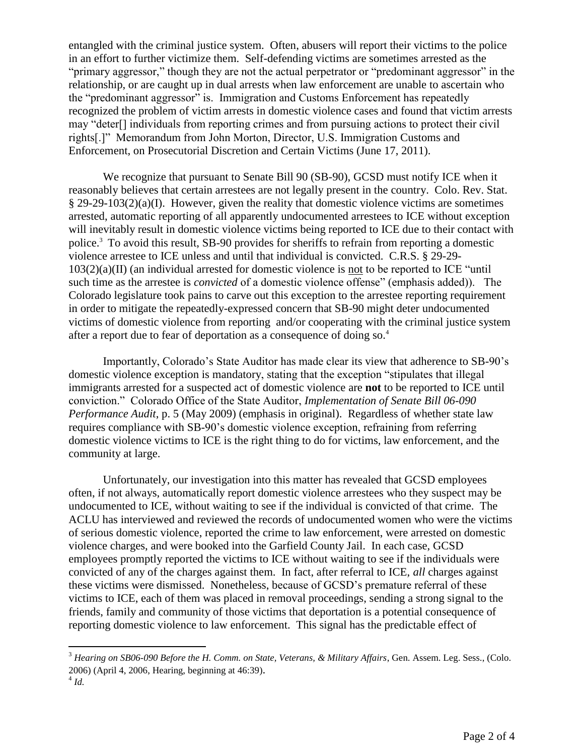entangled with the criminal justice system. Often, abusers will report their victims to the police in an effort to further victimize them. Self-defending victims are sometimes arrested as the "primary aggressor," though they are not the actual perpetrator or "predominant aggressor" in the relationship, or are caught up in dual arrests when law enforcement are unable to ascertain who the "predominant aggressor" is. Immigration and Customs Enforcement has repeatedly recognized the problem of victim arrests in domestic violence cases and found that victim arrests may "deter[] individuals from reporting crimes and from pursuing actions to protect their civil rights[.]" Memorandum from John Morton, Director, U.S. Immigration Customs and Enforcement, on Prosecutorial Discretion and Certain Victims (June 17, 2011).

We recognize that pursuant to Senate Bill 90 (SB-90), GCSD must notify ICE when it reasonably believes that certain arrestees are not legally present in the country. Colo. Rev. Stat. § 29-29-103(2)(a)(I). However, given the reality that domestic violence victims are sometimes arrested, automatic reporting of all apparently undocumented arrestees to ICE without exception will inevitably result in domestic violence victims being reported to ICE due to their contact with police.[3] To avoid this result, SB-90 provides for sheriffs to refrain from reporting a domestic violence arrestee to ICE unless and until that individual is convicted. C.R.S. § 29-29-103(2)(a)(II) (an individual arrested for domestic violence is not to be reported to ICE "until such time as the arrestee is *convicted* of a domestic violence offense" (emphasis added)). The Colorado legislature took pains to carve out this exception to the arrestee reporting requirement in order to mitigate the repeatedly-expressed concern that SB-90 might deter undocumented victims of domestic violence from reporting and/or cooperating with the criminal justice system after a report due to fear of deportation as a consequence of doing so.[4]

Importantly, Colorado's State Auditor has made clear its view that adherence to SB-90's domestic violence exception is mandatory, stating that the exception "stipulates that illegal immigrants arrested for a suspected act of domestic violence are **not** to be reported to ICE until conviction." Colorado Office of the State Auditor, *Implementation of Senate Bill 06-090 Performance Audit*, p. 5 (May 2009) (emphasis in original). Regardless of whether state law requires compliance with SB-90's domestic violence exception, refraining from referring domestic violence victims to ICE is the right thing to do for victims, law enforcement, and the community at large.

Unfortunately, our investigation into this matter has revealed that GCSD employees often, if not always, automatically report domestic violence arrestees who they suspect may be undocumented to ICE, without waiting to see if the individual is convicted of that crime. The ACLU has interviewed and reviewed the records of undocumented women who were the victims of serious domestic violence, reported the crime to law enforcement, were arrested on domestic violence charges, and were booked into the Garfield County Jail. In each case, GCSD employees promptly reported the victims to ICE without waiting to see if the individuals were convicted of any of the charges against them. In fact, after referral to ICE, *all* charges against these victims were dismissed. Nonetheless, because of GCSD's premature referral of these victims to ICE, each of them was placed in removal proceedings, sending a strong signal to the friends, family and community of those victims that deportation is a potential consequence of reporting domestic violence to law enforcement. This signal has the predictable effect of

---

[3] *Hearing on SB06-090 Before the H. Comm. on State, Veterans, & Military Affairs*, Gen. Assem. Leg. Sess., (Colo. 2006) (April 4, 2006, Hearing, beginning at 46:39).

[4] *Id.*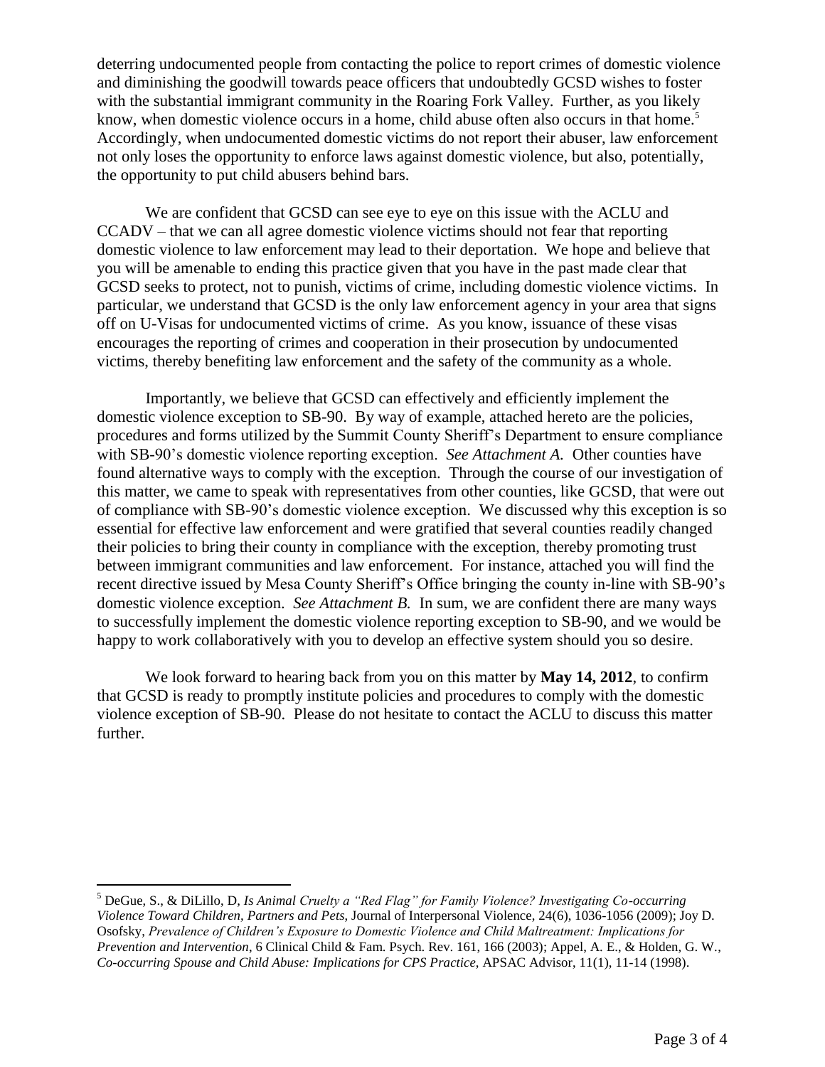deterring undocumented people from contacting the police to report crimes of domestic violence and diminishing the goodwill towards peace officers that undoubtedly GCSD wishes to foster with the substantial immigrant community in the Roaring Fork Valley. Further, as you likely know, when domestic violence occurs in a home, child abuse often also occurs in that home.[5] Accordingly, when undocumented domestic victims do not report their abuser, law enforcement not only loses the opportunity to enforce laws against domestic violence, but also, potentially, the opportunity to put child abusers behind bars.

We are confident that GCSD can see eye to eye on this issue with the ACLU and CCADV – that we can all agree domestic violence victims should not fear that reporting domestic violence to law enforcement may lead to their deportation. We hope and believe that you will be amenable to ending this practice given that you have in the past made clear that GCSD seeks to protect, not to punish, victims of crime, including domestic violence victims. In particular, we understand that GCSD is the only law enforcement agency in your area that signs off on U-Visas for undocumented victims of crime. As you know, issuance of these visas encourages the reporting of crimes and cooperation in their prosecution by undocumented victims, thereby benefiting law enforcement and the safety of the community as a whole.

Importantly, we believe that GCSD can effectively and efficiently implement the domestic violence exception to SB-90. By way of example, attached hereto are the policies, procedures and forms utilized by the Summit County Sheriff's Department to ensure compliance with SB-90's domestic violence reporting exception. *See Attachment A.* Other counties have found alternative ways to comply with the exception. Through the course of our investigation of this matter, we came to speak with representatives from other counties, like GCSD, that were out of compliance with SB-90's domestic violence exception. We discussed why this exception is so essential for effective law enforcement and were gratified that several counties readily changed their policies to bring their county in compliance with the exception, thereby promoting trust between immigrant communities and law enforcement. For instance, attached you will find the recent directive issued by Mesa County Sheriff's Office bringing the county in-line with SB-90's domestic violence exception. *See Attachment B.* In sum, we are confident there are many ways to successfully implement the domestic violence reporting exception to SB-90, and we would be happy to work collaboratively with you to develop an effective system should you so desire.

We look forward to hearing back from you on this matter by **May 14, 2012**, to confirm that GCSD is ready to promptly institute policies and procedures to comply with the domestic violence exception of SB-90. Please do not hesitate to contact the ACLU to discuss this matter further.

---

[5] DeGue, S., & DiLillo, D, *Is Animal Cruelty a "Red Flag" for Family Violence? Investigating Co-occurring Violence Toward Children, Partners and Pets*, Journal of Interpersonal Violence, 24(6), 1036-1056 (2009); Joy D. Osofsky, *Prevalence of Children's Exposure to Domestic Violence and Child Maltreatment: Implications for Prevention and Intervention*, 6 Clinical Child & Fam. Psych. Rev. 161, 166 (2003); Appel, A. E., & Holden, G. W., *Co-occurring Spouse and Child Abuse: Implications for CPS Practice*, APSAC Advisor, 11(1), 11-14 (1998).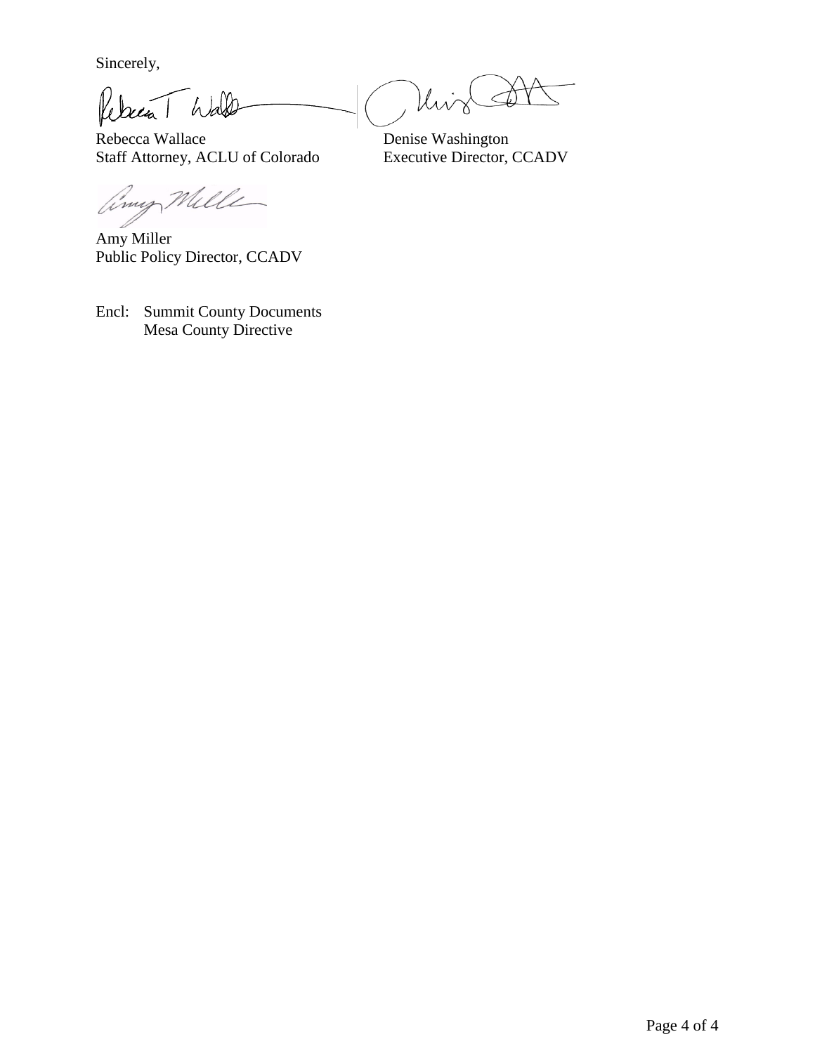Sincerely,

Rebecca Wallace
Staff Attorney, ACLU of Colorado

Denise Washington
Executive Director, CCADV

Amy Miller
Public Policy Director, CCADV

Encl: Summit County Documents
Mesa County Directive